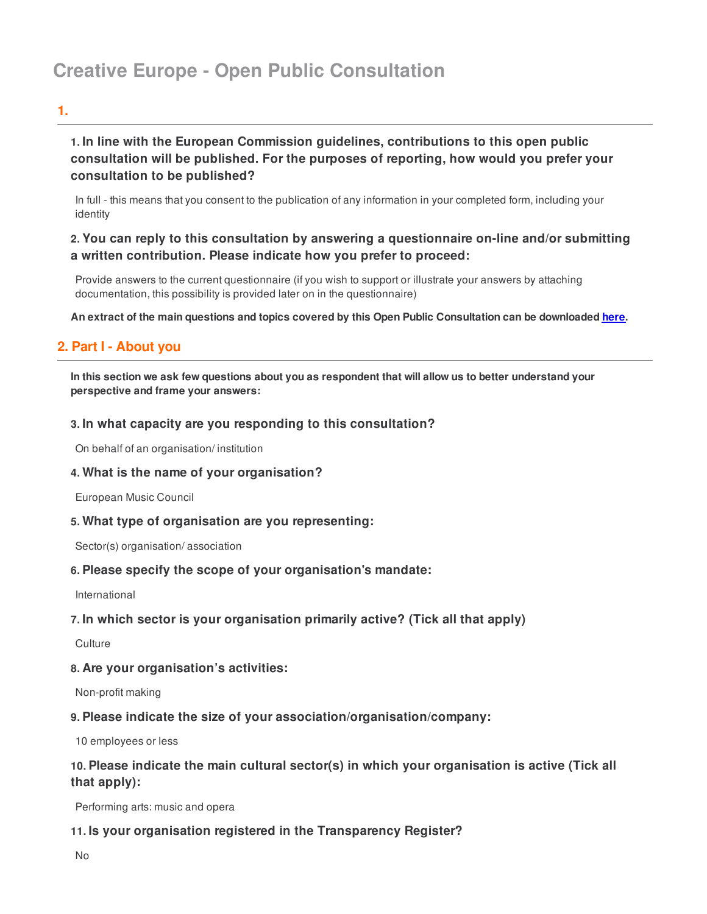# Creative Europe - Open Public Consultation

## 1.

### 1. In line with the European Commission guidelines, contributions to this open public consultation will be published. For the purposes of reporting, how would you prefer your consultation to be published?

In full - this means that you consent to the publication of any information in your completed form, including your identity

### 2. You can reply to this consultation by answering a questionnaire on-line and/or submitting a written contribution. Please indicate how you prefer to proceed:

Provide answers to the current questionnaire (if you wish to support or illustrate your answers by attaching documentation, this possibility is provided later on in the questionnaire)

**An extract of the main questions and topics covered by this Open Public Consultation can be downloaded [here](#).**

## 2. Part I - About you

**In this section we ask few questions about you as respondent that will allow us to better understand your perspective and frame your answers:**

### 3. In what capacity are you responding to this consultation?

On behalf of an organisation/ institution

### 4. What is the name of your organisation?

European Music Council

### 5. What type of organisation are you representing:

Sector(s) organisation/ association

### 6. Please specify the scope of your organisation's mandate:

International

### 7. In which sector is your organisation primarily active? (Tick all that apply)

Culture

### 8. Are your organisation's activities:

Non-profit making

### 9. Please indicate the size of your association/organisation/company:

10 employees or less

### 10. Please indicate the main cultural sector(s) in which your organisation is active (Tick all that apply):

Performing arts: music and opera

### 11. Is your organisation registered in the Transparency Register?

No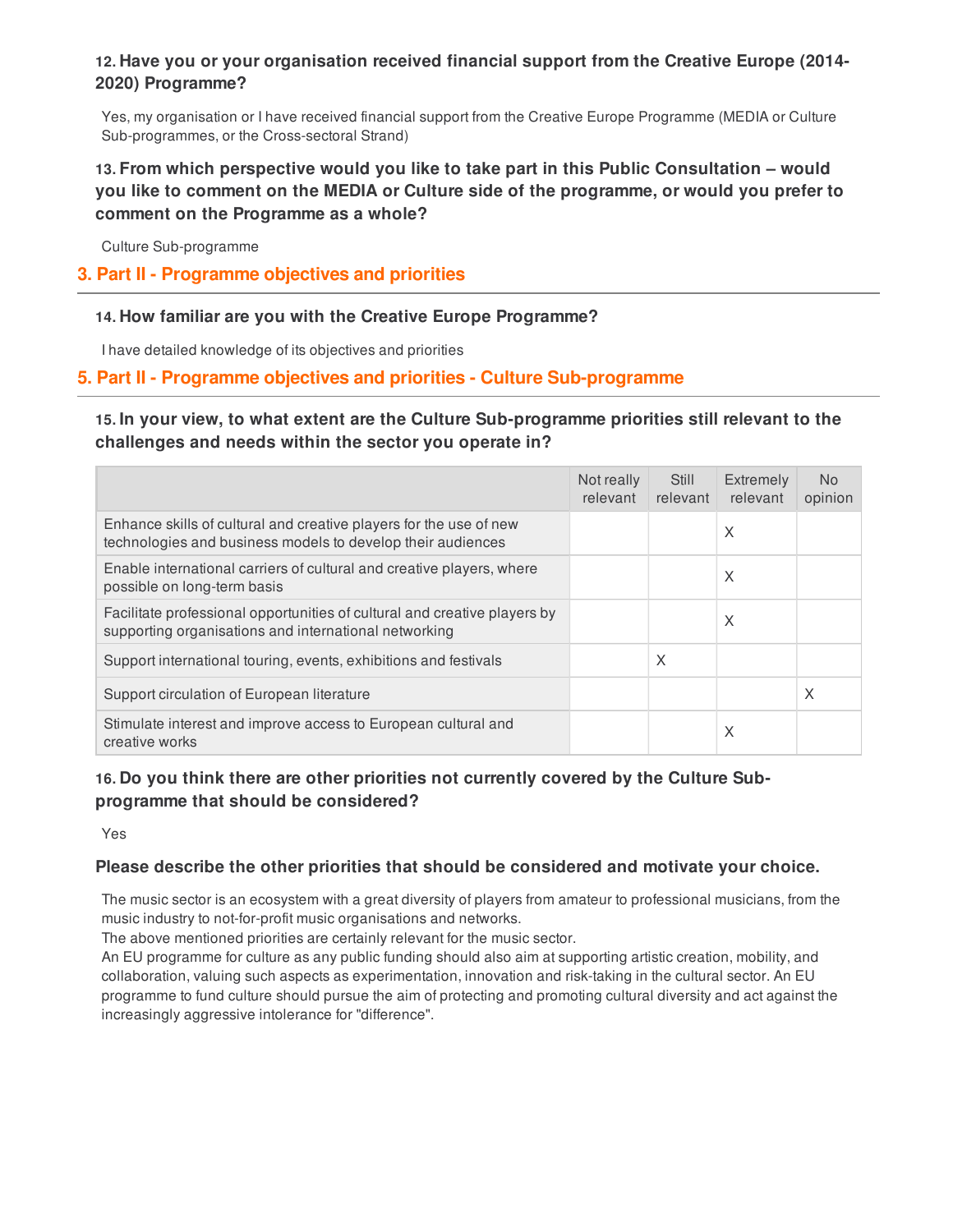**12. Have you or your organisation received financial support from the Creative Europe (2014-2020) Programme?**

Yes, my organisation or I have received financial support from the Creative Europe Programme (MEDIA or Culture Sub-programmes, or the Cross-sectoral Strand)

**13. From which perspective would you like to take part in this Public Consultation – would you like to comment on the MEDIA or Culture side of the programme, or would you prefer to comment on the Programme as a whole?**

Culture Sub-programme

## 3. Part II - Programme objectives and priorities

**14. How familiar are you with the Creative Europe Programme?**

I have detailed knowledge of its objectives and priorities

## 5. Part II - Programme objectives and priorities - Culture Sub-programme

**15. In your view, to what extent are the Culture Sub-programme priorities still relevant to the challenges and needs within the sector you operate in?**

| | Not really relevant | Still relevant | Extremely relevant | No opinion |
|---|---|---|---|---|
| Enhance skills of cultural and creative players for the use of new technologies and business models to develop their audiences | | | X | |
| Enable international carriers of cultural and creative players, where possible on long-term basis | | | X | |
| Facilitate professional opportunities of cultural and creative players by supporting organisations and international networking | | | X | |
| Support international touring, events, exhibitions and festivals | | X | | |
| Support circulation of European literature | | | | X |
| Stimulate interest and improve access to European cultural and creative works | | | X | |

**16. Do you think there are other priorities not currently covered by the Culture Sub-programme that should be considered?**

Yes

**Please describe the other priorities that should be considered and motivate your choice.**

The music sector is an ecosystem with a great diversity of players from amateur to professional musicians, from the music industry to not-for-profit music organisations and networks.
The above mentioned priorities are certainly relevant for the music sector.
An EU programme for culture as any public funding should also aim at supporting artistic creation, mobility, and collaboration, valuing such aspects as experimentation, innovation and risk-taking in the cultural sector. An EU programme to fund culture should pursue the aim of protecting and promoting cultural diversity and act against the increasingly aggressive intolerance for "difference".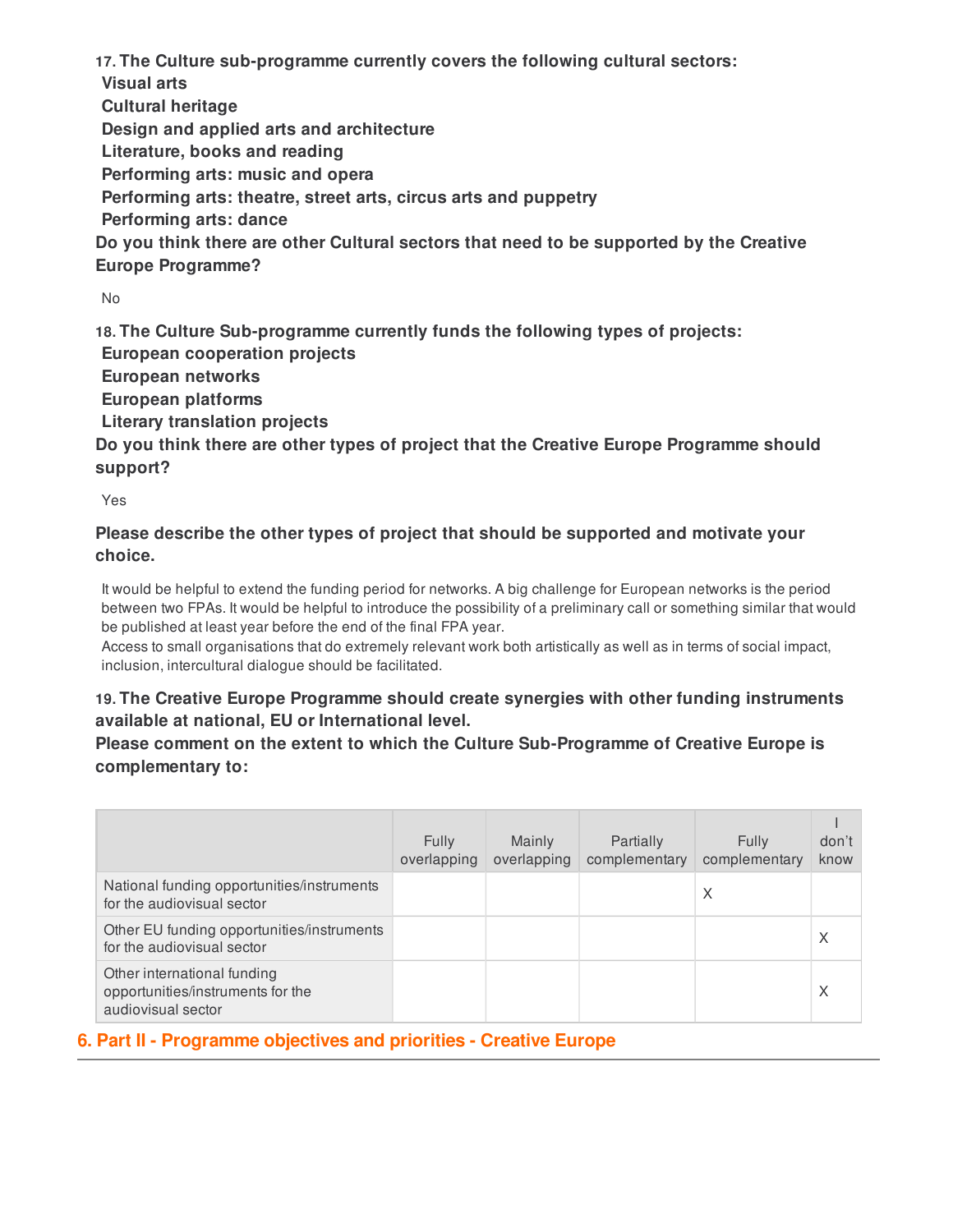**17. The Culture sub-programme currently covers the following cultural sectors:**

**Visual arts**
**Cultural heritage**
**Design and applied arts and architecture**
**Literature, books and reading**
**Performing arts: music and opera**
**Performing arts: theatre, street arts, circus arts and puppetry**
**Performing arts: dance**

**Do you think there are other Cultural sectors that need to be supported by the Creative Europe Programme?**

No

**18. The Culture Sub-programme currently funds the following types of projects:**

**European cooperation projects**
**European networks**
**European platforms**
**Literary translation projects**

**Do you think there are other types of project that the Creative Europe Programme should support?**

Yes

**Please describe the other types of project that should be supported and motivate your choice.**

It would be helpful to extend the funding period for networks. A big challenge for European networks is the period between two FPAs. It would be helpful to introduce the possibility of a preliminary call or something similar that would be published at least year before the end of the final FPA year.
Access to small organisations that do extremely relevant work both artistically as well as in terms of social impact, inclusion, intercultural dialogue should be facilitated.

**19. The Creative Europe Programme should create synergies with other funding instruments available at national, EU or International level.**
**Please comment on the extent to which the Culture Sub-Programme of Creative Europe is complementary to:**

| | Fully overlapping | Mainly overlapping | Partially complementary | Fully complementary | I don't know |
|---|---|---|---|---|---|
| National funding opportunities/instruments for the audiovisual sector | | | | X | |
| Other EU funding opportunities/instruments for the audiovisual sector | | | | | X |
| Other international funding opportunities/instruments for the audiovisual sector | | | | | X |

## 6. Part II - Programme objectives and priorities - Creative Europe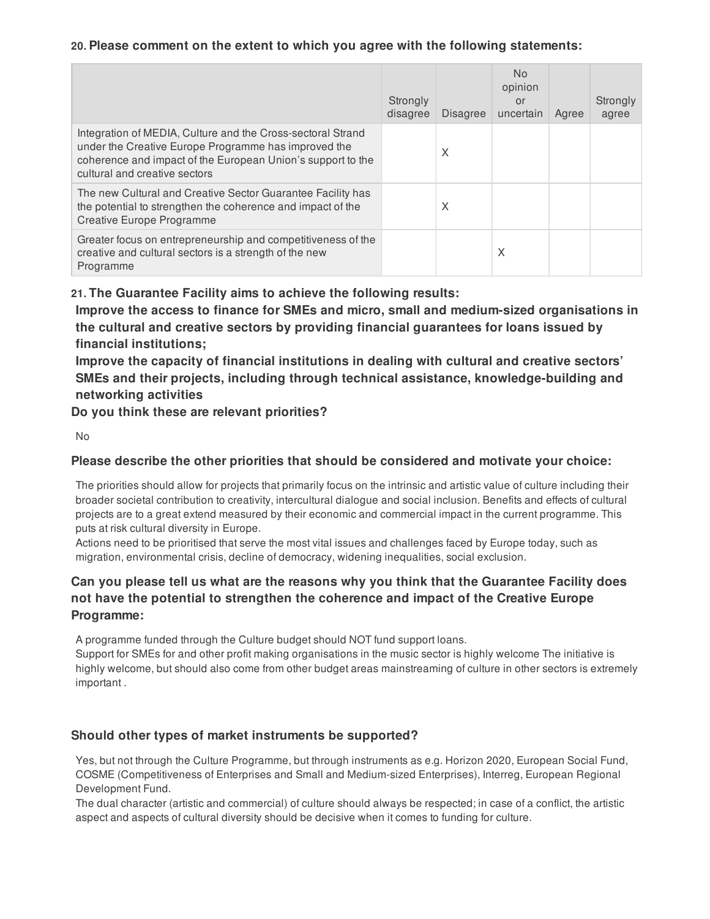**20. Please comment on the extent to which you agree with the following statements:**

| | Strongly disagree | Disagree | No opinion or uncertain | Agree | Strongly agree |
|---|---|---|---|---|---|
| Integration of MEDIA, Culture and the Cross-sectoral Strand under the Creative Europe Programme has improved the coherence and impact of the European Union's support to the cultural and creative sectors | | X | | | |
| The new Cultural and Creative Sector Guarantee Facility has the potential to strengthen the coherence and impact of the Creative Europe Programme | | X | | | |
| Greater focus on entrepreneurship and competitiveness of the creative and cultural sectors is a strength of the new Programme | | | X | | |

**21. The Guarantee Facility aims to achieve the following results:**
**Improve the access to finance for SMEs and micro, small and medium-sized organisations in the cultural and creative sectors by providing financial guarantees for loans issued by financial institutions;**
**Improve the capacity of financial institutions in dealing with cultural and creative sectors' SMEs and their projects, including through technical assistance, knowledge-building and networking activities**
**Do you think these are relevant priorities?**

No

**Please describe the other priorities that should be considered and motivate your choice:**

The priorities should allow for projects that primarily focus on the intrinsic and artistic value of culture including their broader societal contribution to creativity, intercultural dialogue and social inclusion. Benefits and effects of cultural projects are to a great extend measured by their economic and commercial impact in the current programme. This puts at risk cultural diversity in Europe.
Actions need to be prioritised that serve the most vital issues and challenges faced by Europe today, such as migration, environmental crisis, decline of democracy, widening inequalities, social exclusion.

**Can you please tell us what are the reasons why you think that the Guarantee Facility does not have the potential to strengthen the coherence and impact of the Creative Europe Programme:**

A programme funded through the Culture budget should NOT fund support loans.
Support for SMEs for and other profit making organisations in the music sector is highly welcome The initiative is highly welcome, but should also come from other budget areas mainstreaming of culture in other sectors is extremely important .

**Should other types of market instruments be supported?**

Yes, but not through the Culture Programme, but through instruments as e.g. Horizon 2020, European Social Fund, COSME (Competitiveness of Enterprises and Small and Medium-sized Enterprises), Interreg, European Regional Development Fund.
The dual character (artistic and commercial) of culture should always be respected; in case of a conflict, the artistic aspect and aspects of cultural diversity should be decisive when it comes to funding for culture.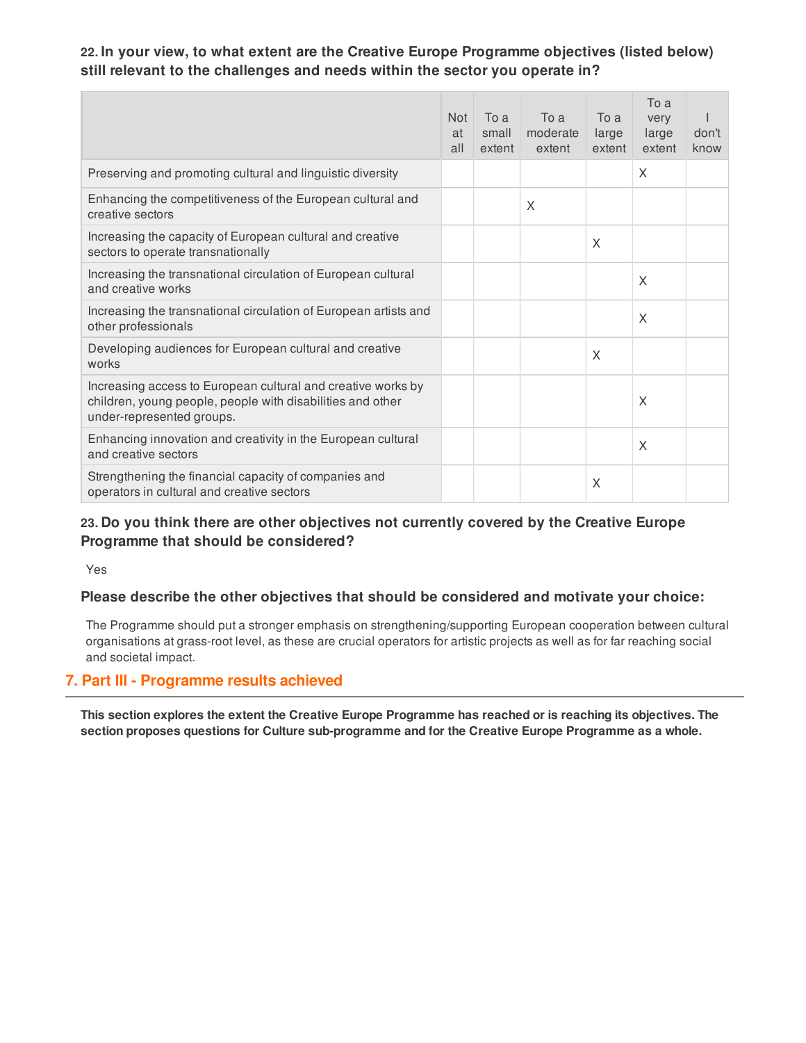**22. In your view, to what extent are the Creative Europe Programme objectives (listed below) still relevant to the challenges and needs within the sector you operate in?**

| | Not at all | To a small extent | To a moderate extent | To a large extent | To a very large extent | I don't know |
|---|---|---|---|---|---|---|
| Preserving and promoting cultural and linguistic diversity | | | | | X | |
| Enhancing the competitiveness of the European cultural and creative sectors | | | X | | | |
| Increasing the capacity of European cultural and creative sectors to operate transnationally | | | | X | | |
| Increasing the transnational circulation of European cultural and creative works | | | | | X | |
| Increasing the transnational circulation of European artists and other professionals | | | | | X | |
| Developing audiences for European cultural and creative works | | | | X | | |
| Increasing access to European cultural and creative works by children, young people, people with disabilities and other under-represented groups. | | | | | X | |
| Enhancing innovation and creativity in the European cultural and creative sectors | | | | | X | |
| Strengthening the financial capacity of companies and operators in cultural and creative sectors | | | | X | | |

**23. Do you think there are other objectives not currently covered by the Creative Europe Programme that should be considered?**

Yes

**Please describe the other objectives that should be considered and motivate your choice:**

The Programme should put a stronger emphasis on strengthening/supporting European cooperation between cultural organisations at grass-root level, as these are crucial operators for artistic projects as well as for far reaching social and societal impact.

## 7. Part III - Programme results achieved

**This section explores the extent the Creative Europe Programme has reached or is reaching its objectives. The section proposes questions for Culture sub-programme and for the Creative Europe Programme as a whole.**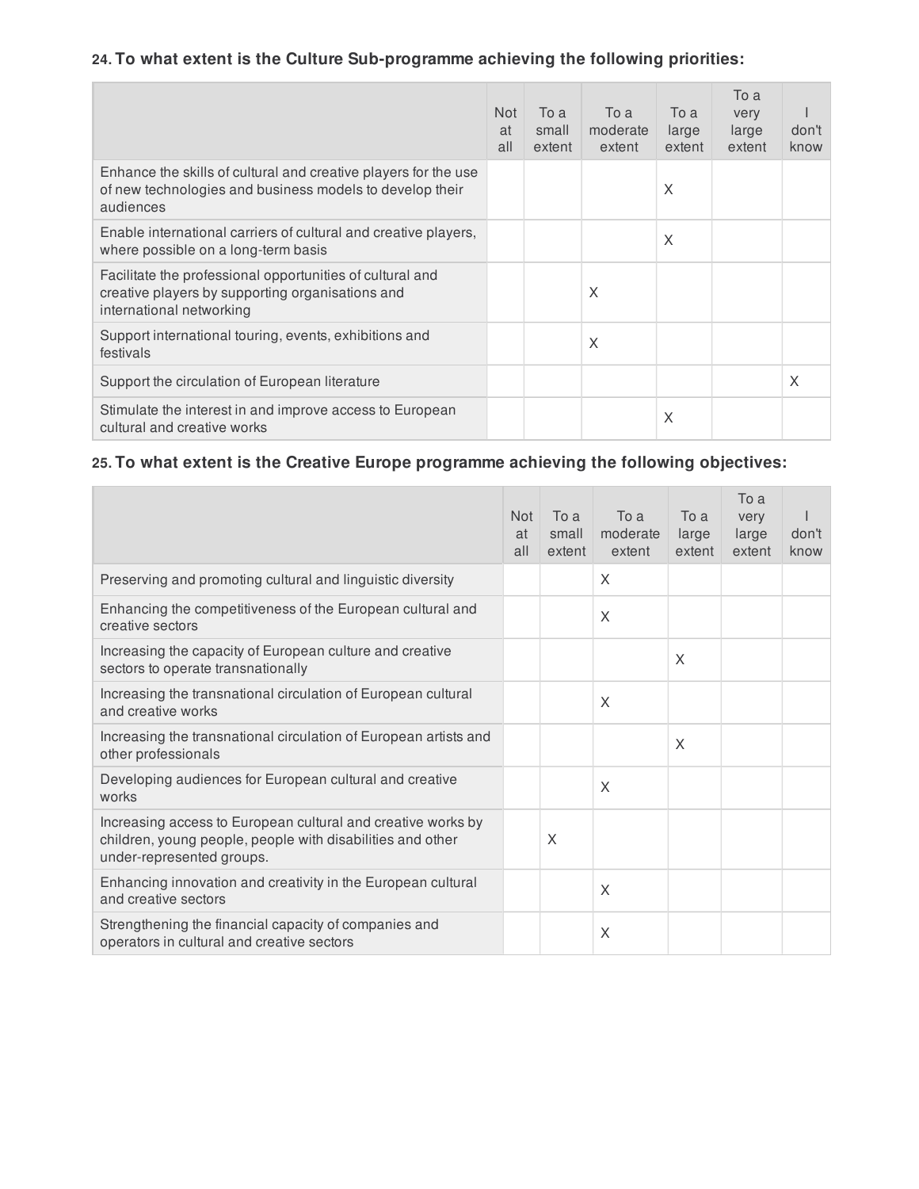**24. To what extent is the Culture Sub-programme achieving the following priorities:**

| | Not at all | To a small extent | To a moderate extent | To a large extent | To a very large extent | I don't know |
|---|---|---|---|---|---|---|
| Enhance the skills of cultural and creative players for the use of new technologies and business models to develop their audiences | | | | X | | |
| Enable international carriers of cultural and creative players, where possible on a long-term basis | | | | X | | |
| Facilitate the professional opportunities of cultural and creative players by supporting organisations and international networking | | | X | | | |
| Support international touring, events, exhibitions and festivals | | | X | | | |
| Support the circulation of European literature | | | | | | X |
| Stimulate the interest in and improve access to European cultural and creative works | | | | X | | |

**25. To what extent is the Creative Europe programme achieving the following objectives:**

| | Not at all | To a small extent | To a moderate extent | To a large extent | To a very large extent | I don't know |
|---|---|---|---|---|---|---|
| Preserving and promoting cultural and linguistic diversity | | | X | | | |
| Enhancing the competitiveness of the European cultural and creative sectors | | | X | | | |
| Increasing the capacity of European culture and creative sectors to operate transnationally | | | | X | | |
| Increasing the transnational circulation of European cultural and creative works | | | X | | | |
| Increasing the transnational circulation of European artists and other professionals | | | | X | | |
| Developing audiences for European cultural and creative works | | | X | | | |
| Increasing access to European cultural and creative works by children, young people, people with disabilities and other under-represented groups. | | X | | | | |
| Enhancing innovation and creativity in the European cultural and creative sectors | | | X | | | |
| Strengthening the financial capacity of companies and operators in cultural and creative sectors | | | X | | | |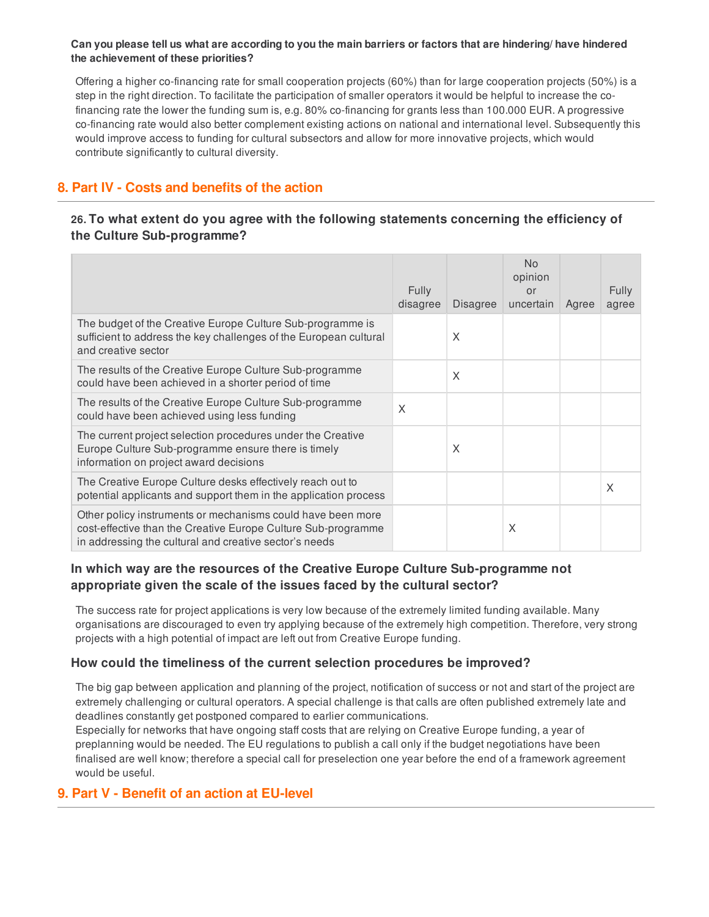**Can you please tell us what are according to you the main barriers or factors that are hindering/ have hindered the achievement of these priorities?**

Offering a higher co-financing rate for small cooperation projects (60%) than for large cooperation projects (50%) is a step in the right direction. To facilitate the participation of smaller operators it would be helpful to increase the co-financing rate the lower the funding sum is, e.g. 80% co-financing for grants less than 100.000 EUR. A progressive co-financing rate would also better complement existing actions on national and international level. Subsequently this would improve access to funding for cultural subsectors and allow for more innovative projects, which would contribute significantly to cultural diversity.

## 8. Part IV - Costs and benefits of the action

### 26. To what extent do you agree with the following statements concerning the efficiency of the Culture Sub-programme?

| | Fully disagree | Disagree | No opinion or uncertain | Agree | Fully agree |
|---|---|---|---|---|---|
| The budget of the Creative Europe Culture Sub-programme is sufficient to address the key challenges of the European cultural and creative sector | | X | | | |
| The results of the Creative Europe Culture Sub-programme could have been achieved in a shorter period of time | | X | | | |
| The results of the Creative Europe Culture Sub-programme could have been achieved using less funding | X | | | | |
| The current project selection procedures under the Creative Europe Culture Sub-programme ensure there is timely information on project award decisions | | X | | | |
| The Creative Europe Culture desks effectively reach out to potential applicants and support them in the application process | | | | | X |
| Other policy instruments or mechanisms could have been more cost-effective than the Creative Europe Culture Sub-programme in addressing the cultural and creative sector's needs | | | X | | |

### In which way are the resources of the Creative Europe Culture Sub-programme not appropriate given the scale of the issues faced by the cultural sector?

The success rate for project applications is very low because of the extremely limited funding available. Many organisations are discouraged to even try applying because of the extremely high competition. Therefore, very strong projects with a high potential of impact are left out from Creative Europe funding.

### How could the timeliness of the current selection procedures be improved?

The big gap between application and planning of the project, notification of success or not and start of the project are extremely challenging or cultural operators. A special challenge is that calls are often published extremely late and deadlines constantly get postponed compared to earlier communications.
Especially for networks that have ongoing staff costs that are relying on Creative Europe funding, a year of preplanning would be needed. The EU regulations to publish a call only if the budget negotiations have been finalised are well know; therefore a special call for preselection one year before the end of a framework agreement would be useful.

## 9. Part V - Benefit of an action at EU-level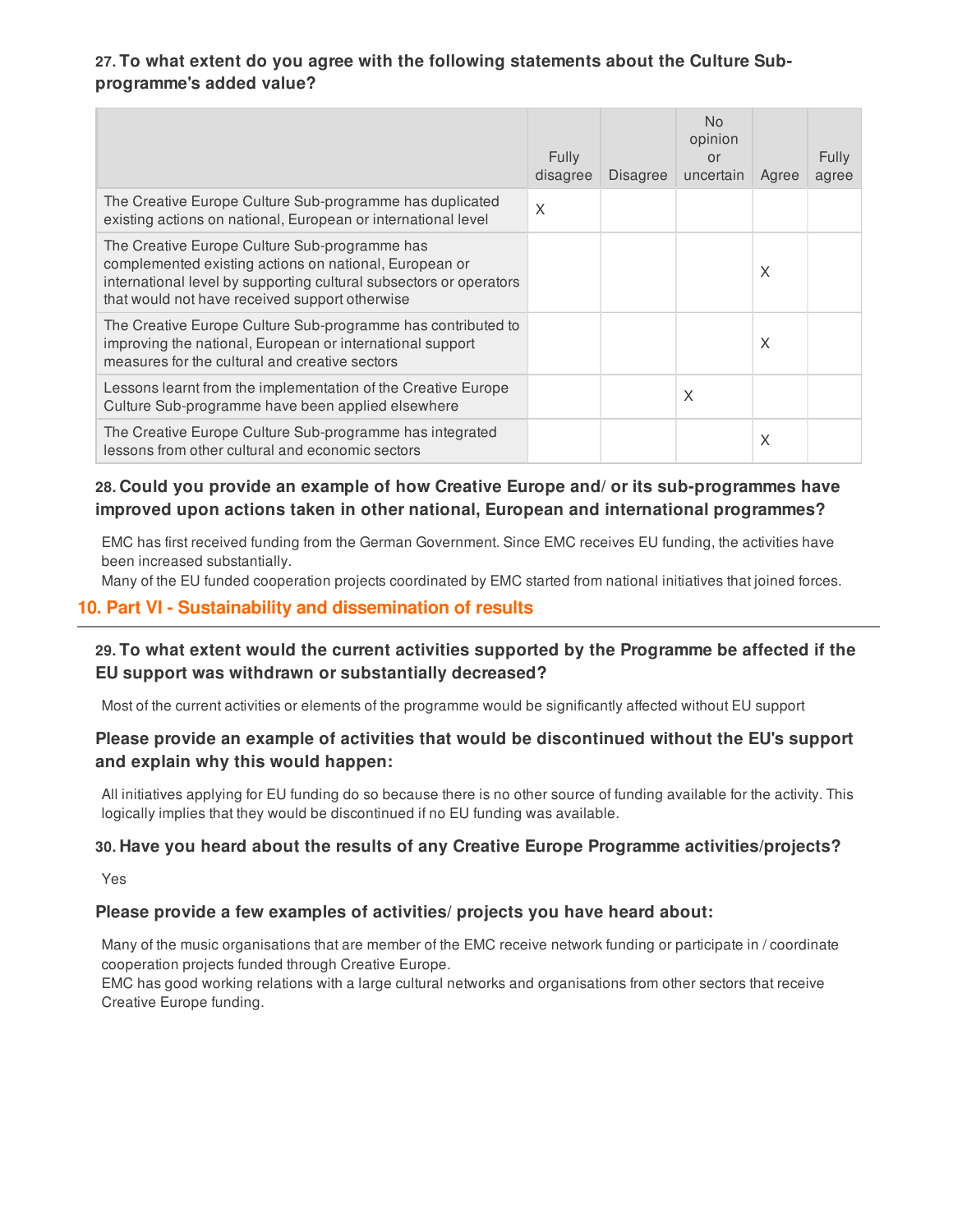### 27. To what extent do you agree with the following statements about the Culture Sub-programme's added value?

| | Fully disagree | Disagree | No opinion or uncertain | Agree | Fully agree |
|---|---|---|---|---|---|
| The Creative Europe Culture Sub-programme has duplicated existing actions on national, European or international level | X | | | | |
| The Creative Europe Culture Sub-programme has complemented existing actions on national, European or international level by supporting cultural subsectors or operators that would not have received support otherwise | | | | X | |
| The Creative Europe Culture Sub-programme has contributed to improving the national, European or international support measures for the cultural and creative sectors | | | | X | |
| Lessons learnt from the implementation of the Creative Europe Culture Sub-programme have been applied elsewhere | | | X | | |
| The Creative Europe Culture Sub-programme has integrated lessons from other cultural and economic sectors | | | | X | |

### 28. Could you provide an example of how Creative Europe and/ or its sub-programmes have improved upon actions taken in other national, European and international programmes?

EMC has first received funding from the German Government. Since EMC receives EU funding, the activities have been increased substantially.
Many of the EU funded cooperation projects coordinated by EMC started from national initiatives that joined forces.

## 10. Part VI - Sustainability and dissemination of results

### 29. To what extent would the current activities supported by the Programme be affected if the EU support was withdrawn or substantially decreased?

Most of the current activities or elements of the programme would be significantly affected without EU support

### Please provide an example of activities that would be discontinued without the EU's support and explain why this would happen:

All initiatives applying for EU funding do so because there is no other source of funding available for the activity. This logically implies that they would be discontinued if no EU funding was available.

### 30. Have you heard about the results of any Creative Europe Programme activities/projects?

Yes

### Please provide a few examples of activities/ projects you have heard about:

Many of the music organisations that are member of the EMC receive network funding or participate in / coordinate cooperation projects funded through Creative Europe.
EMC has good working relations with a large cultural networks and organisations from other sectors that receive Creative Europe funding.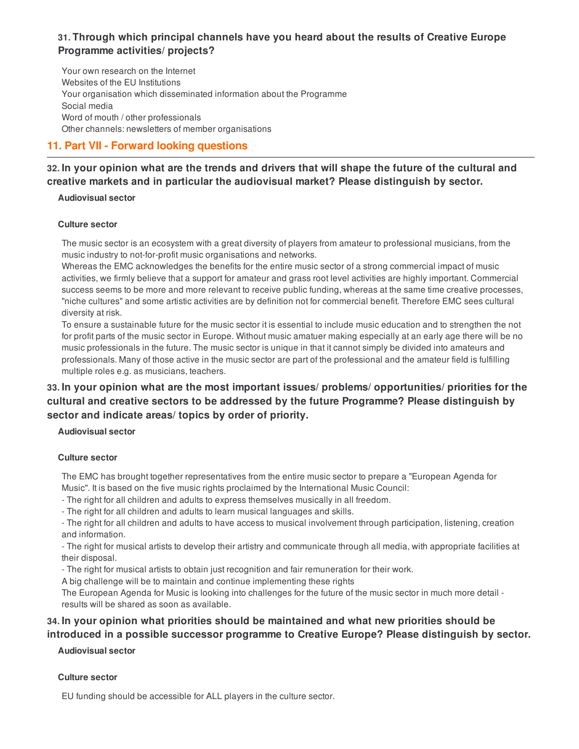**31. Through which principal channels have you heard about the results of Creative Europe Programme activities/ projects?**

Your own research on the Internet
Websites of the EU Institutions
Your organisation which disseminated information about the Programme
Social media
Word of mouth / other professionals
Other channels: newsletters of member organisations

## 11. Part VII - Forward looking questions

**32. In your opinion what are the trends and drivers that will shape the future of the cultural and creative markets and in particular the audiovisual market? Please distinguish by sector.**

**Audiovisual sector**

**Culture sector**

The music sector is an ecosystem with a great diversity of players from amateur to professional musicians, from the music industry to not-for-profit music organisations and networks.
Whereas the EMC acknowledges the benefits for the entire music sector of a strong commercial impact of music activities, we firmly believe that a support for amateur and grass root level activities are highly important. Commercial success seems to be more and more relevant to receive public funding, whereas at the same time creative processes, "niche cultures" and some artistic activities are by definition not for commercial benefit. Therefore EMC sees cultural diversity at risk.
To ensure a sustainable future for the music sector it is essential to include music education and to strengthen the not for profit parts of the music sector in Europe. Without music amatuer making especially at an early age there will be no music professionals in the future. The music sector is unique in that it cannot simply be divided into amateurs and professionals. Many of those active in the music sector are part of the professional and the amateur field is fulfilling multiple roles e.g. as musicians, teachers.

**33. In your opinion what are the most important issues/ problems/ opportunities/ priorities for the cultural and creative sectors to be addressed by the future Programme? Please distinguish by sector and indicate areas/ topics by order of priority.**

**Audiovisual sector**

**Culture sector**

The EMC has brought together representatives from the entire music sector to prepare a "European Agenda for Music". It is based on the five music rights proclaimed by the International Music Council:
- The right for all children and adults to express themselves musically in all freedom.
- The right for all children and adults to learn musical languages and skills.
- The right for all children and adults to have access to musical involvement through participation, listening, creation and information.
- The right for musical artists to develop their artistry and communicate through all media, with appropriate facilities at their disposal.
- The right for musical artists to obtain just recognition and fair remuneration for their work.

A big challenge will be to maintain and continue implementing these rights
The European Agenda for Music is looking into challenges for the future of the music sector in much more detail - results will be shared as soon as available.

**34. In your opinion what priorities should be maintained and what new priorities should be introduced in a possible successor programme to Creative Europe? Please distinguish by sector.**

**Audiovisual sector**

**Culture sector**

EU funding should be accessible for ALL players in the culture sector.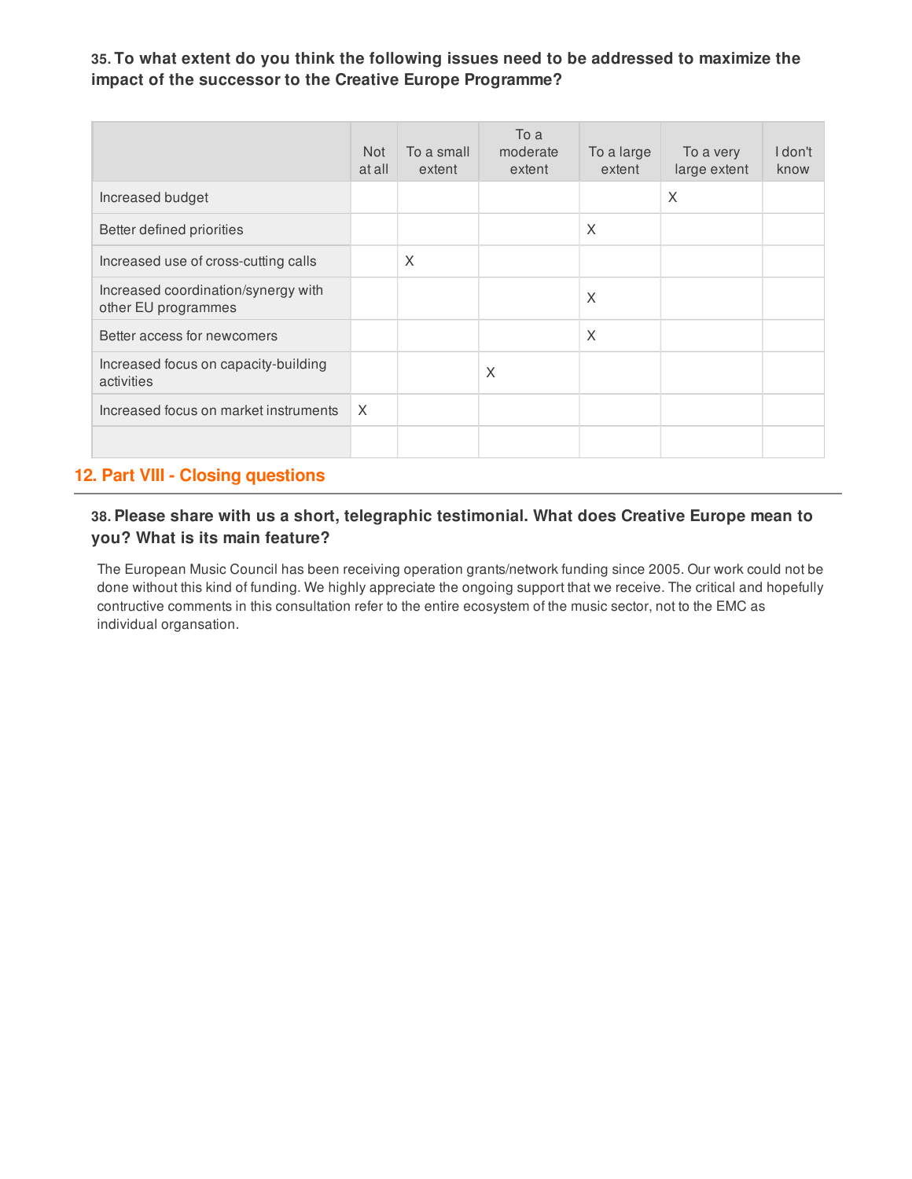**35. To what extent do you think the following issues need to be addressed to maximize the impact of the successor to the Creative Europe Programme?**

| | Not at all | To a small extent | To a moderate extent | To a large extent | To a very large extent | I don't know |
|---|---|---|---|---|---|---|
| Increased budget | | | | | X | |
| Better defined priorities | | | | X | | |
| Increased use of cross-cutting calls | | X | | | | |
| Increased coordination/synergy with other EU programmes | | | | X | | |
| Better access for newcomers | | | | X | | |
| Increased focus on capacity-building activities | | | X | | | |
| Increased focus on market instruments | X | | | | | |
| | | | | | | |

## 12. Part VIII - Closing questions

**38. Please share with us a short, telegraphic testimonial. What does Creative Europe mean to you? What is its main feature?**

The European Music Council has been receiving operation grants/network funding since 2005. Our work could not be done without this kind of funding. We highly appreciate the ongoing support that we receive. The critical and hopefully contructive comments in this consultation refer to the entire ecosystem of the music sector, not to the EMC as individual organsation.